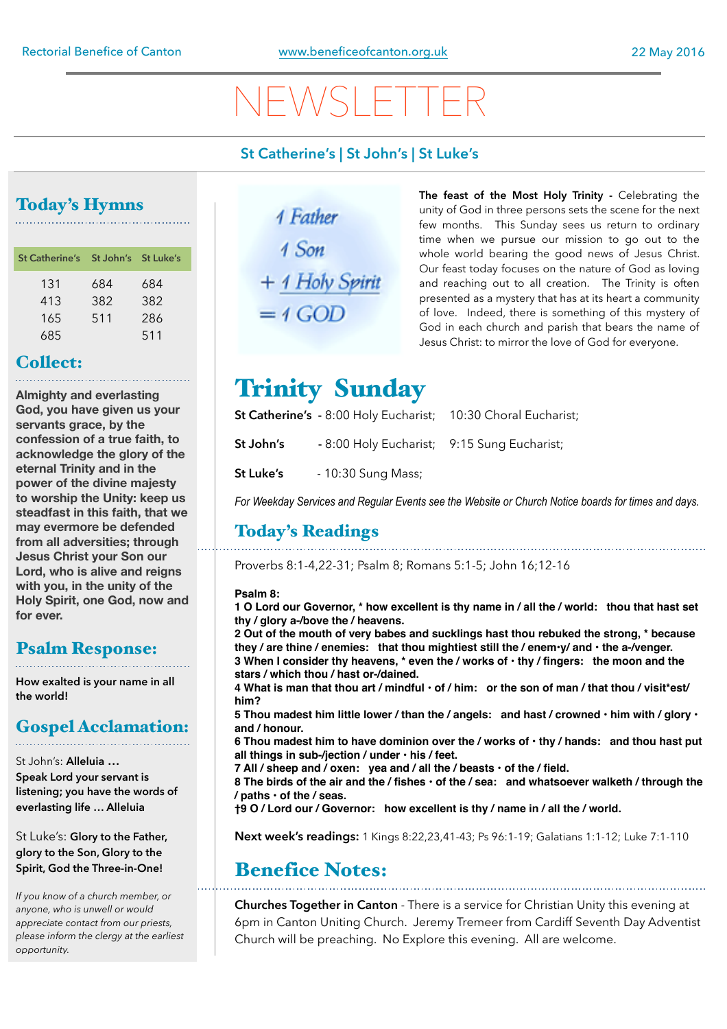Rectorial Benefice of Canton | www.beneficeofcanton.org.uk | 22 May 2016

# NEWSLETTER

**St Catherine's | St John's | St Luke's**

## Today's Hymns

| St Catherine's | St John's | St Luke's |
|---|---|---|
| 131 | 684 | 684 |
| 413 | 382 | 382 |
| 165 | 511 | 286 |
| 685 | | 511 |

## Collect:

**Almighty and everlasting God, you have given us your servants grace, by the confession of a true faith, to acknowledge the glory of the eternal Trinity and in the power of the divine majesty to worship the Unity: keep us steadfast in this faith, that we may evermore be defended from all adversities; through Jesus Christ your Son our Lord, who is alive and reigns with you, in the unity of the Holy Spirit, one God, now and for ever.**

## Psalm Response:

**How exalted is your name in all the world!**

## Gospel Acclamation:

St John's: **Alleluia …**
**Speak Lord your servant is listening; you have the words of everlasting life … Alleluia**

St Luke's: **Glory to the Father, glory to the Son, Glory to the Spirit, God the Three-in-One!**

*If you know of a church member, or anyone, who is unwell or would appreciate contact from our priests, please inform the clergy at the earliest opportunity.*

1 Father
1 Son
+ 1 Holy Spirit
= 1 GOD

**The feast of the Most Holy Trinity -** Celebrating the unity of God in three persons sets the scene for the next few months. This Sunday sees us return to ordinary time when we pursue our mission to go out to the whole world bearing the good news of Jesus Christ. Our feast today focuses on the nature of God as loving and reaching out to all creation. The Trinity is often presented as a mystery that has at its heart a community of love. Indeed, there is something of this mystery of God in each church and parish that bears the name of Jesus Christ: to mirror the love of God for everyone.

# Trinity Sunday

**St Catherine's** - 8:00 Holy Eucharist; 10:30 Choral Eucharist;

**St John's** - 8:00 Holy Eucharist; 9:15 Sung Eucharist;

**St Luke's** - 10:30 Sung Mass;

*For Weekday Services and Regular Events see the Website or Church Notice boards for times and days.*

## Today's Readings

Proverbs 8:1-4,22-31; Psalm 8; Romans 5:1-5; John 16;12-16

**Psalm 8:**
**1 O Lord our Governor, * how excellent is thy name in / all the / world: thou that hast set thy / glory a-/bove the / heavens.**
**2 Out of the mouth of very babes and sucklings hast thou rebuked the strong, * because they / are thine / enemies: that thou mightiest still the / enem·y/ and · the a-/venger.**
**3 When I consider thy heavens, * even the / works of · thy / fingers: the moon and the stars / which thou / hast or-/dained.**
**4 What is man that thou art / mindful · of / him: or the son of man / that thou / visit*est/ him?**
**5 Thou madest him little lower / than the / angels: and hast / crowned · him with / glory · and / honour.**
**6 Thou madest him to have dominion over the / works of · thy / hands: and thou hast put all things in sub-/jection / under · his / feet.**
**7 All / sheep and / oxen: yea and / all the / beasts · of the / field.**
**8 The birds of the air and the / fishes · of the / sea: and whatsoever walketh / through the / paths · of the / seas.**
**†9 O / Lord our / Governor: how excellent is thy / name in / all the / world.**

**Next week's readings:** 1 Kings 8:22,23,41-43; Ps 96:1-19; Galatians 1:1-12; Luke 7:1-110

## Benefice Notes:

**Churches Together in Canton** - There is a service for Christian Unity this evening at 6pm in Canton Uniting Church. Jeremy Tremeer from Cardiff Seventh Day Adventist Church will be preaching. No Explore this evening. All are welcome.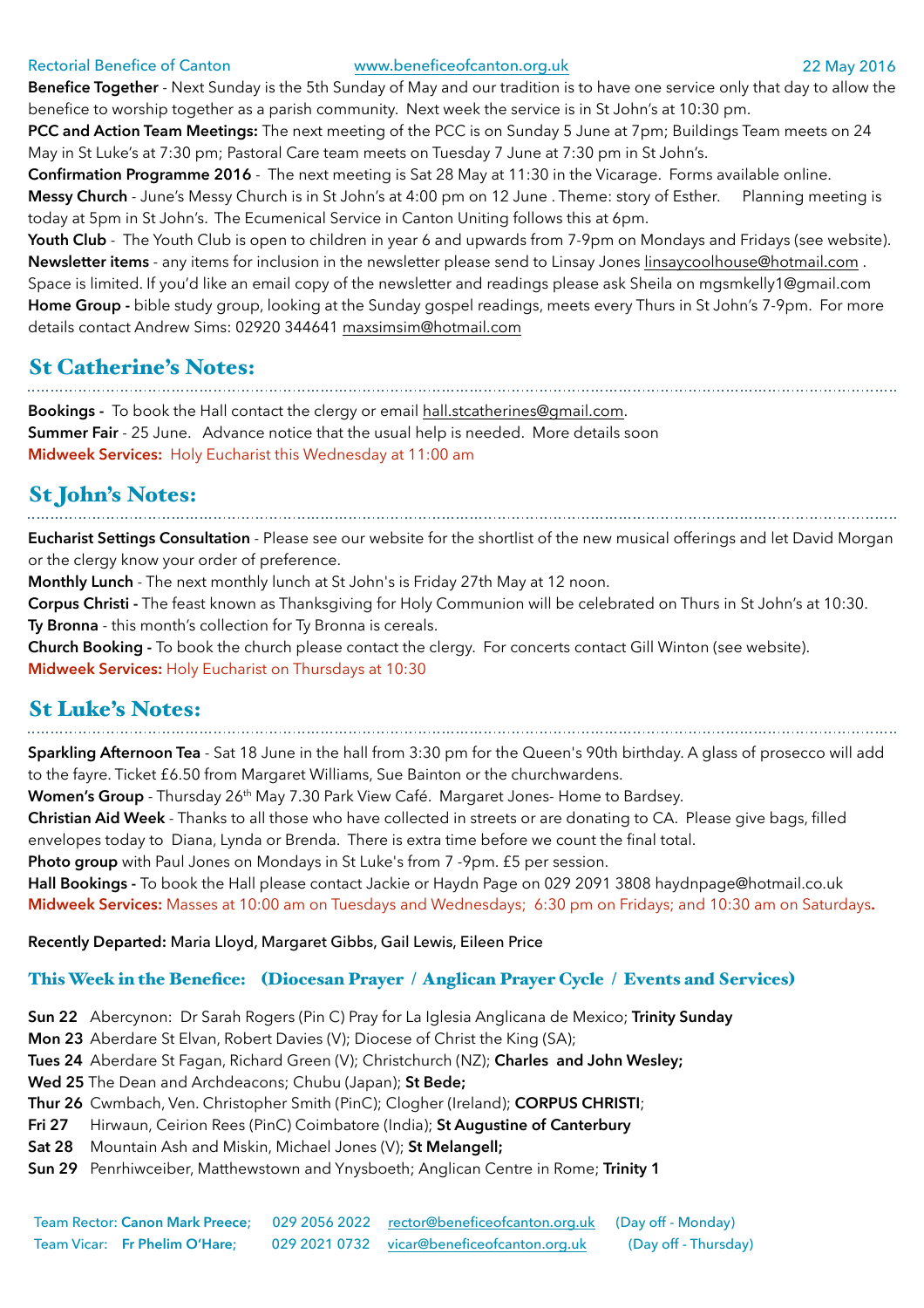**Benefice Together** - Next Sunday is the 5th Sunday of May and our tradition is to have one service only that day to allow the benefice to worship together as a parish community. Next week the service is in St John's at 10:30 pm.

**PCC and Action Team Meetings:** The next meeting of the PCC is on Sunday 5 June at 7pm; Buildings Team meets on 24 May in St Luke's at 7:30 pm; Pastoral Care team meets on Tuesday 7 June at 7:30 pm in St John's.

**Confirmation Programme 2016** - The next meeting is Sat 28 May at 11:30 in the Vicarage. Forms available online.

**Messy Church** - June's Messy Church is in St John's at 4:00 pm on 12 June . Theme: story of Esther. Planning meeting is today at 5pm in St John's. The Ecumenical Service in Canton Uniting follows this at 6pm.

**Youth Club** - The Youth Club is open to children in year 6 and upwards from 7-9pm on Mondays and Fridays (see website).

**Newsletter items** - any items for inclusion in the newsletter please send to Linsay Jones linsaycoolhouse@hotmail.com . Space is limited. If you'd like an email copy of the newsletter and readings please ask Sheila on mgsmkelly1@gmail.com

**Home Group -** bible study group, looking at the Sunday gospel readings, meets every Thurs in St John's 7-9pm. For more details contact Andrew Sims: 02920 344641 maxsimsim@hotmail.com

## St Catherine's Notes:

**Bookings -** To book the Hall contact the clergy or email hall.stcatherines@gmail.com.

**Summer Fair** - 25 June. Advance notice that the usual help is needed. More details soon

**Midweek Services:** Holy Eucharist this Wednesday at 11:00 am

## St John's Notes:

**Eucharist Settings Consultation** - Please see our website for the shortlist of the new musical offerings and let David Morgan or the clergy know your order of preference.

**Monthly Lunch** - The next monthly lunch at St John's is Friday 27th May at 12 noon.

**Corpus Christi -** The feast known as Thanksgiving for Holy Communion will be celebrated on Thurs in St John's at 10:30.

**Ty Bronna** - this month's collection for Ty Bronna is cereals.

**Church Booking -** To book the church please contact the clergy. For concerts contact Gill Winton (see website).

**Midweek Services:** Holy Eucharist on Thursdays at 10:30

## St Luke's Notes:

**Sparkling Afternoon Tea** - Sat 18 June in the hall from 3:30 pm for the Queen's 90th birthday. A glass of prosecco will add to the fayre. Ticket £6.50 from Margaret Williams, Sue Bainton or the churchwardens.

**Women's Group** - Thursday 26th May 7.30 Park View Café. Margaret Jones- Home to Bardsey.

**Christian Aid Week** - Thanks to all those who have collected in streets or are donating to CA. Please give bags, filled envelopes today to Diana, Lynda or Brenda. There is extra time before we count the final total.

**Photo group** with Paul Jones on Mondays in St Luke's from 7 -9pm. £5 per session.

**Hall Bookings -** To book the Hall please contact Jackie or Haydn Page on 029 2091 3808 haydnpage@hotmail.co.uk

**Midweek Services:** Masses at 10:00 am on Tuesdays and Wednesdays; 6:30 pm on Fridays; and 10:30 am on Saturdays.

**Recently Departed:** Maria Lloyd, Margaret Gibbs, Gail Lewis, Eileen Price

### This Week in the Benefice: (Diocesan Prayer / Anglican Prayer Cycle / Events and Services)

**Sun 22** Abercynon: Dr Sarah Rogers (Pin C) Pray for La Iglesia Anglicana de Mexico; **Trinity Sunday**
**Mon 23** Aberdare St Elvan, Robert Davies (V); Diocese of Christ the King (SA);
**Tues 24** Aberdare St Fagan, Richard Green (V); Christchurch (NZ); **Charles and John Wesley;**
**Wed 25** The Dean and Archdeacons; Chubu (Japan); **St Bede;**
**Thur 26** Cwmbach, Ven. Christopher Smith (PinC); Clogher (Ireland); **CORPUS CHRISTI**;
**Fri 27** Hirwaun, Ceirion Rees (PinC) Coimbatore (India); **St Augustine of Canterbury**
**Sat 28** Mountain Ash and Miskin, Michael Jones (V); **St Melangell;**
**Sun 29** Penrhiwceiber, Matthewstown and Ynysboeth; Anglican Centre in Rome; **Trinity 1**

Team Rector: **Canon Mark Preece**; 029 2056 2022 rector@beneficeofcanton.org.uk (Day off - Monday)
Team Vicar: **Fr Phelim O'Hare**; 029 2021 0732 vicar@beneficeofcanton.org.uk (Day off - Thursday)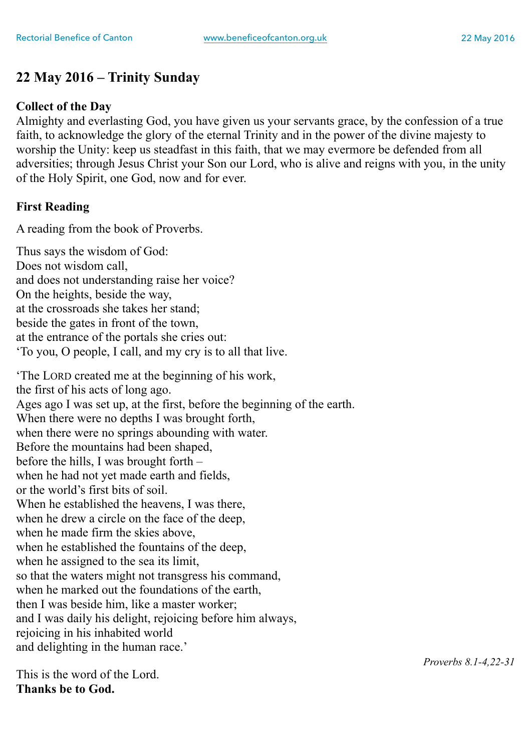## 22 May 2016 – Trinity Sunday

**Collect of the Day**

Almighty and everlasting God, you have given us your servants grace, by the confession of a true faith, to acknowledge the glory of the eternal Trinity and in the power of the divine majesty to worship the Unity: keep us steadfast in this faith, that we may evermore be defended from all adversities; through Jesus Christ your Son our Lord, who is alive and reigns with you, in the unity of the Holy Spirit, one God, now and for ever.

**First Reading**

A reading from the book of Proverbs.

Thus says the wisdom of God:  
Does not wisdom call,  
and does not understanding raise her voice?  
On the heights, beside the way,  
at the crossroads she takes her stand;  
beside the gates in front of the town,  
at the entrance of the portals she cries out:  
'To you, O people, I call, and my cry is to all that live.

'The LORD created me at the beginning of his work,  
the first of his acts of long ago.  
Ages ago I was set up, at the first, before the beginning of the earth.  
When there were no depths I was brought forth,  
when there were no springs abounding with water.  
Before the mountains had been shaped,  
before the hills, I was brought forth –  
when he had not yet made earth and fields,  
or the world's first bits of soil.  
When he established the heavens, I was there,  
when he drew a circle on the face of the deep,  
when he made firm the skies above,  
when he established the fountains of the deep,  
when he assigned to the sea its limit,  
so that the waters might not transgress his command,  
when he marked out the foundations of the earth,  
then I was beside him, like a master worker;  
and I was daily his delight, rejoicing before him always,  
rejoicing in his inhabited world  
and delighting in the human race.'

*Proverbs 8.1-4,22-31*

This is the word of the Lord.  
**Thanks be to God.**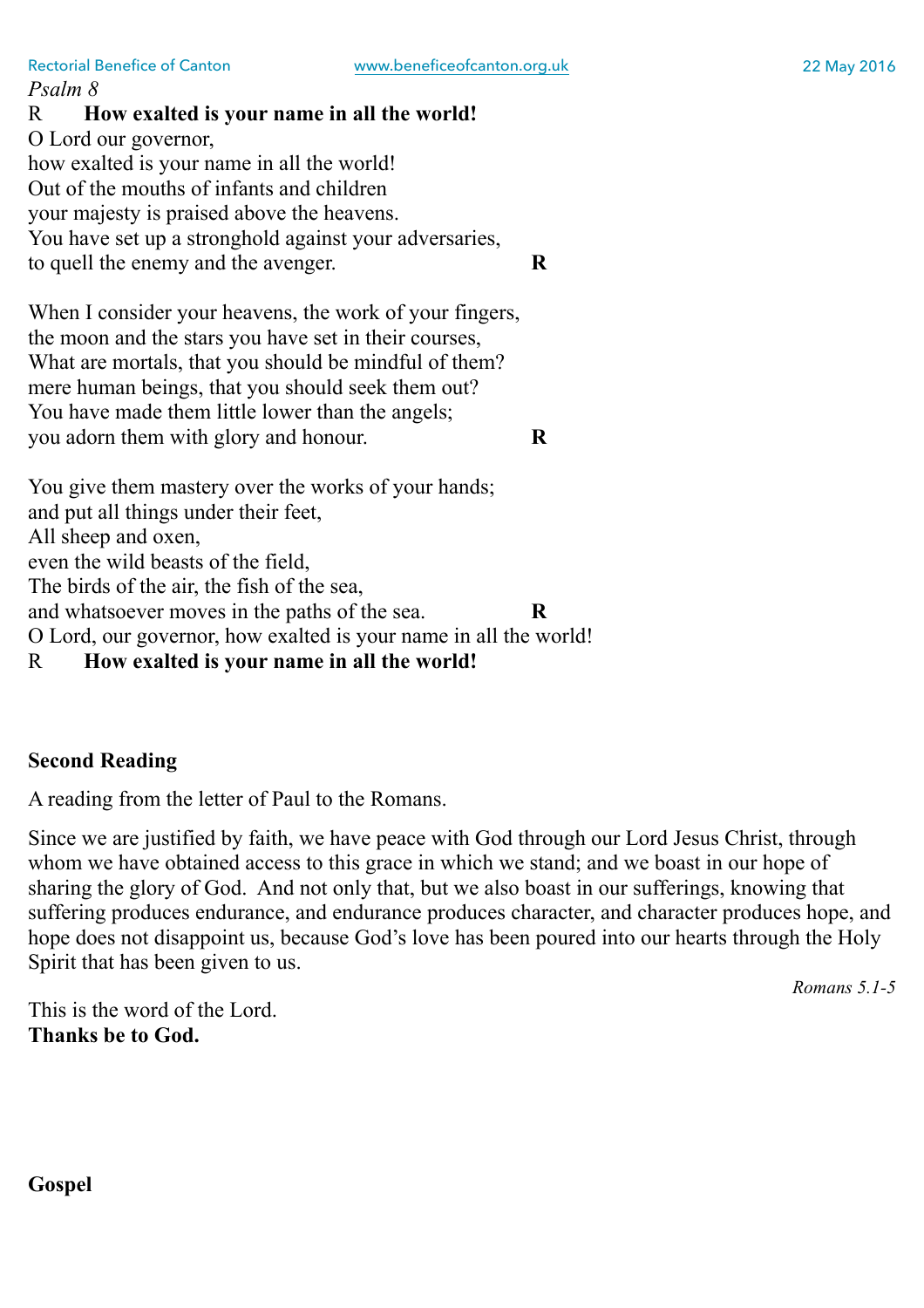*Psalm 8*

R **How exalted is your name in all the world!**

O Lord our governor,
how exalted is your name in all the world!
Out of the mouths of infants and children
your majesty is praised above the heavens.
You have set up a stronghold against your adversaries,
to quell the enemy and the avenger. **R**

When I consider your heavens, the work of your fingers,
the moon and the stars you have set in their courses,
What are mortals, that you should be mindful of them?
mere human beings, that you should seek them out?
You have made them little lower than the angels;
you adorn them with glory and honour. **R**

You give them mastery over the works of your hands;
and put all things under their feet,
All sheep and oxen,
even the wild beasts of the field,
The birds of the air, the fish of the sea,
and whatsoever moves in the paths of the sea. **R**
O Lord, our governor, how exalted is your name in all the world!

R **How exalted is your name in all the world!**

**Second Reading**

A reading from the letter of Paul to the Romans.

Since we are justified by faith, we have peace with God through our Lord Jesus Christ, through whom we have obtained access to this grace in which we stand; and we boast in our hope of sharing the glory of God. And not only that, but we also boast in our sufferings, knowing that suffering produces endurance, and endurance produces character, and character produces hope, and hope does not disappoint us, because God's love has been poured into our hearts through the Holy Spirit that has been given to us.

*Romans 5.1-5*

This is the word of the Lord.
**Thanks be to God.**

**Gospel**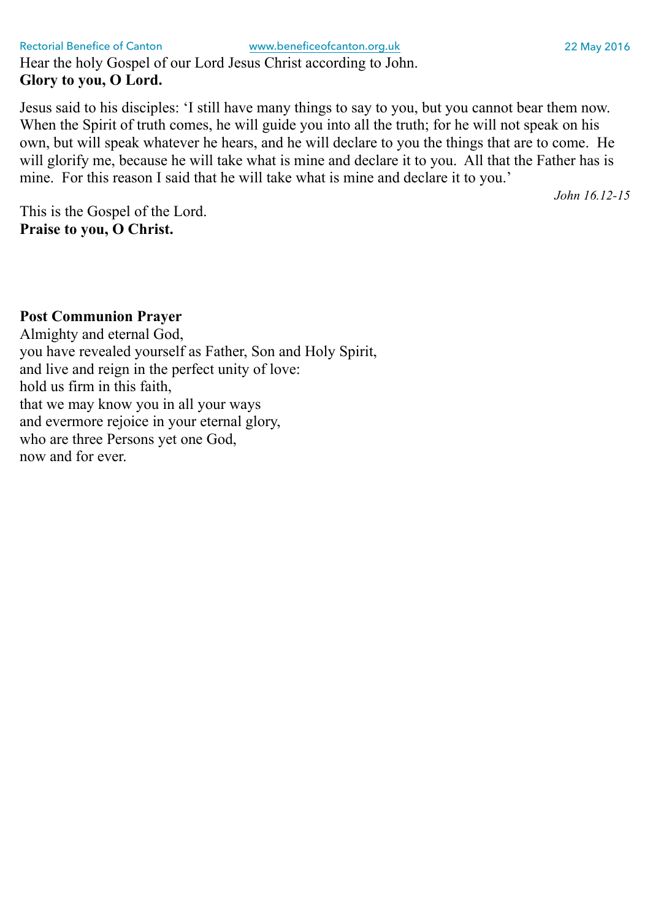Hear the holy Gospel of our Lord Jesus Christ according to John.
**Glory to you, O Lord.**

Jesus said to his disciples: 'I still have many things to say to you, but you cannot bear them now. When the Spirit of truth comes, he will guide you into all the truth; for he will not speak on his own, but will speak whatever he hears, and he will declare to you the things that are to come. He will glorify me, because he will take what is mine and declare it to you. All that the Father has is mine. For this reason I said that he will take what is mine and declare it to you.'

*John 16.12-15*

This is the Gospel of the Lord.
**Praise to you, O Christ.**

**Post Communion Prayer**
Almighty and eternal God,
you have revealed yourself as Father, Son and Holy Spirit,
and live and reign in the perfect unity of love:
hold us firm in this faith,
that we may know you in all your ways
and evermore rejoice in your eternal glory,
who are three Persons yet one God,
now and for ever.